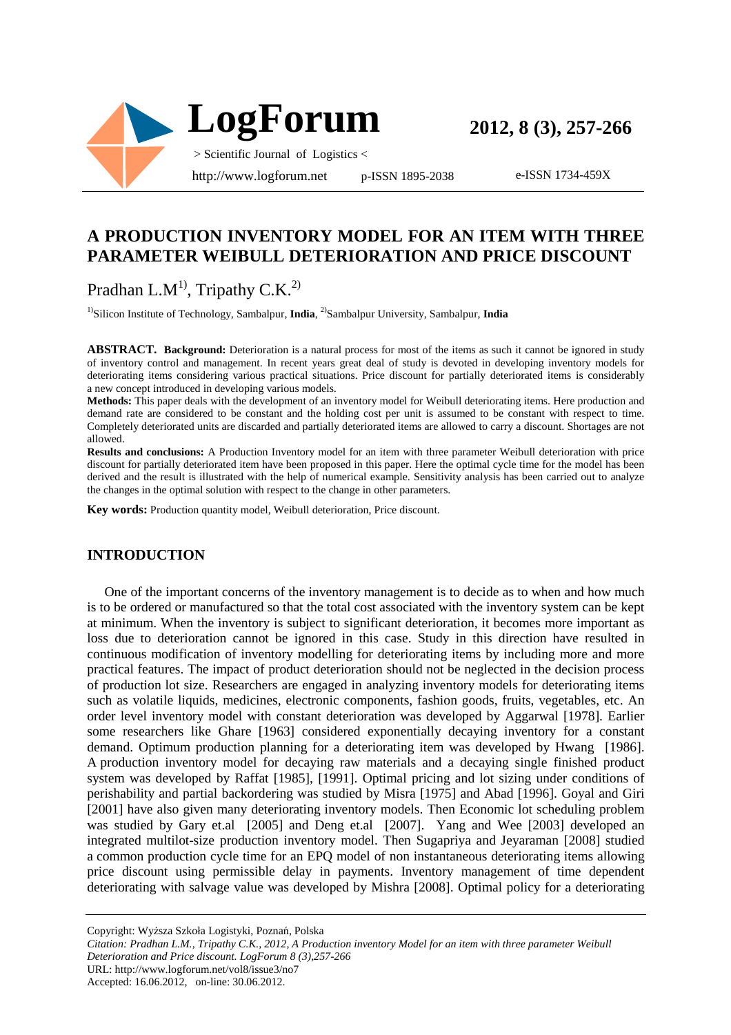# A PRODUCTION INVENTORY MODEL FOR AN ITEM WITH THREE PARAMETER WEIBULL DETERIORATION AND PRICE DISCOUNT

Pradhan L.M[1)], Tripathy C.K.[2)]

[1)]Silicon Institute of Technology, Sambalpur, **India**, [2)]Sambalpur University, Sambalpur, **India**

**ABSTRACT. Background:** Deterioration is a natural process for most of the items as such it cannot be ignored in study of inventory control and management. In recent years great deal of study is devoted in developing inventory models for deteriorating items considering various practical situations. Price discount for partially deteriorated items is considerably a new concept introduced in developing various models.

**Methods:** This paper deals with the development of an inventory model for Weibull deteriorating items. Here production and demand rate are considered to be constant and the holding cost per unit is assumed to be constant with respect to time. Completely deteriorated units are discarded and partially deteriorated items are allowed to carry a discount. Shortages are not allowed.

**Results and conclusions:** A Production Inventory model for an item with three parameter Weibull deterioration with price discount for partially deteriorated item have been proposed in this paper. Here the optimal cycle time for the model has been derived and the result is illustrated with the help of numerical example. Sensitivity analysis has been carried out to analyze the changes in the optimal solution with respect to the change in other parameters.

**Key words:** Production quantity model, Weibull deterioration, Price discount.

## INTRODUCTION

One of the important concerns of the inventory management is to decide as to when and how much is to be ordered or manufactured so that the total cost associated with the inventory system can be kept at minimum. When the inventory is subject to significant deterioration, it becomes more important as loss due to deterioration cannot be ignored in this case. Study in this direction have resulted in continuous modification of inventory modelling for deteriorating items by including more and more practical features. The impact of product deterioration should not be neglected in the decision process of production lot size. Researchers are engaged in analyzing inventory models for deteriorating items such as volatile liquids, medicines, electronic components, fashion goods, fruits, vegetables, etc. An order level inventory model with constant deterioration was developed by Aggarwal [1978]. Earlier some researchers like Ghare [1963] considered exponentially decaying inventory for a constant demand. Optimum production planning for a deteriorating item was developed by Hwang [1986]. A production inventory model for decaying raw materials and a decaying single finished product system was developed by Raffat [1985], [1991]. Optimal pricing and lot sizing under conditions of perishability and partial backordering was studied by Misra [1975] and Abad [1996]. Goyal and Giri [2001] have also given many deteriorating inventory models. Then Economic lot scheduling problem was studied by Gary et.al [2005] and Deng et.al [2007]. Yang and Wee [2003] developed an integrated multilot-size production inventory model. Then Sugapriya and Jeyaraman [2008] studied a common production cycle time for an EPQ model of non instantaneous deteriorating items allowing price discount using permissible delay in payments. Inventory management of time dependent deteriorating with salvage value was developed by Mishra [2008]. Optimal policy for a deteriorating

Copyright: Wyższa Szkoła Logistyki, Poznań, Polska

*Citation: Pradhan L.M., Tripathy C.K., 2012, A Production inventory Model for an item with three parameter Weibull Deterioration and Price discount. LogForum 8 (3),257-266*

URL: http://www.logforum.net/vol8/issue3/no7

Accepted: 16.06.2012, on-line: 30.06.2012.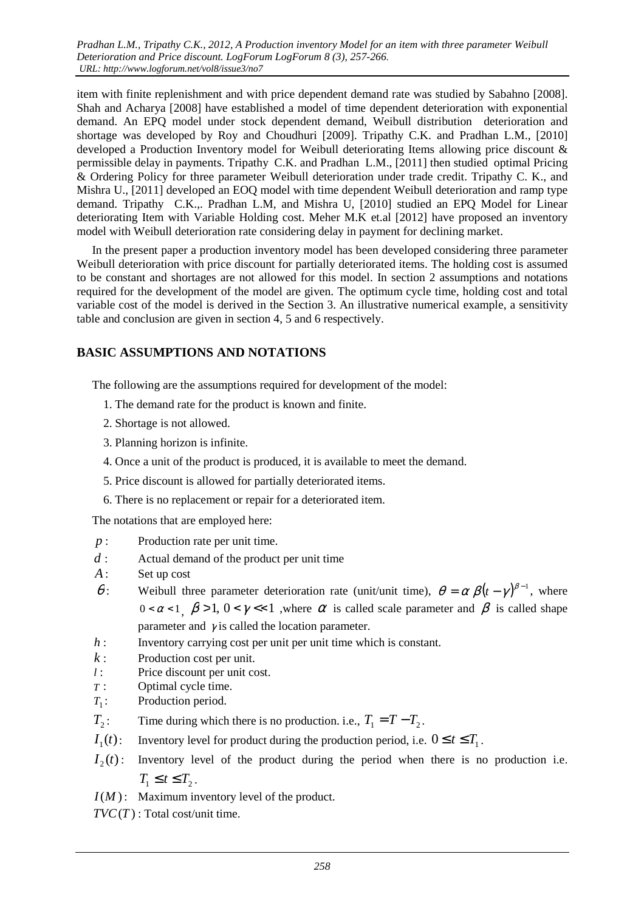item with finite replenishment and with price dependent demand rate was studied by Sabahno [2008]. Shah and Acharya [2008] have established a model of time dependent deterioration with exponential demand. An EPQ model under stock dependent demand, Weibull distribution deterioration and shortage was developed by Roy and Choudhuri [2009]. Tripathy C.K. and Pradhan L.M., [2010] developed a Production Inventory model for Weibull deteriorating Items allowing price discount & permissible delay in payments. Tripathy C.K. and Pradhan L.M., [2011] then studied optimal Pricing & Ordering Policy for three parameter Weibull deterioration under trade credit. Tripathy C. K., and Mishra U., [2011] developed an EOQ model with time dependent Weibull deterioration and ramp type demand. Tripathy C.K.,. Pradhan L.M, and Mishra U, [2010] studied an EPQ Model for Linear deteriorating Item with Variable Holding cost. Meher M.K et.al [2012] have proposed an inventory model with Weibull deterioration rate considering delay in payment for declining market.

In the present paper a production inventory model has been developed considering three parameter Weibull deterioration with price discount for partially deteriorated items. The holding cost is assumed to be constant and shortages are not allowed for this model. In section 2 assumptions and notations required for the development of the model are given. The optimum cycle time, holding cost and total variable cost of the model is derived in the Section 3. An illustrative numerical example, a sensitivity table and conclusion are given in section 4, 5 and 6 respectively.

## BASIC ASSUMPTIONS AND NOTATIONS

The following are the assumptions required for development of the model:

1. The demand rate for the product is known and finite.
2. Shortage is not allowed.
3. Planning horizon is infinite.
4. Once a unit of the product is produced, it is available to meet the demand.
5. Price discount is allowed for partially deteriorated items.
6. There is no replacement or repair for a deteriorated item.

The notations that are employed here:

- $p$ : Production rate per unit time.
- $d$ : Actual demand of the product per unit time
- $A$ : Set up cost
- $\theta$ : Weibull three parameter deterioration rate (unit/unit time), $\theta = \alpha\,\beta(t-\gamma)^{\beta-1}$, where $0<\alpha<1$, $\beta>1$, $0<\gamma<<1$ ,where $\alpha$ is called scale parameter and $\beta$ is called shape parameter and $\gamma$ is called the location parameter.
- $h$ : Inventory carrying cost per unit per unit time which is constant.
- $k$ : Production cost per unit.
- $l$ : Price discount per unit cost.
- $T$ : Optimal cycle time.
- $T_1$ : Production period.
- $T_2$ : Time during which there is no production. i.e., $T_1 = T - T_2$.
- $I_1(t)$ : Inventory level for product during the production period, i.e. $0 \le t \le T_1$.
- $I_2(t)$ : Inventory level of the product during the period when there is no production i.e. $T_1 \le t \le T_2$.
- $I(M)$ : Maximum inventory level of the product.
- $TVC(T)$ : Total cost/unit time.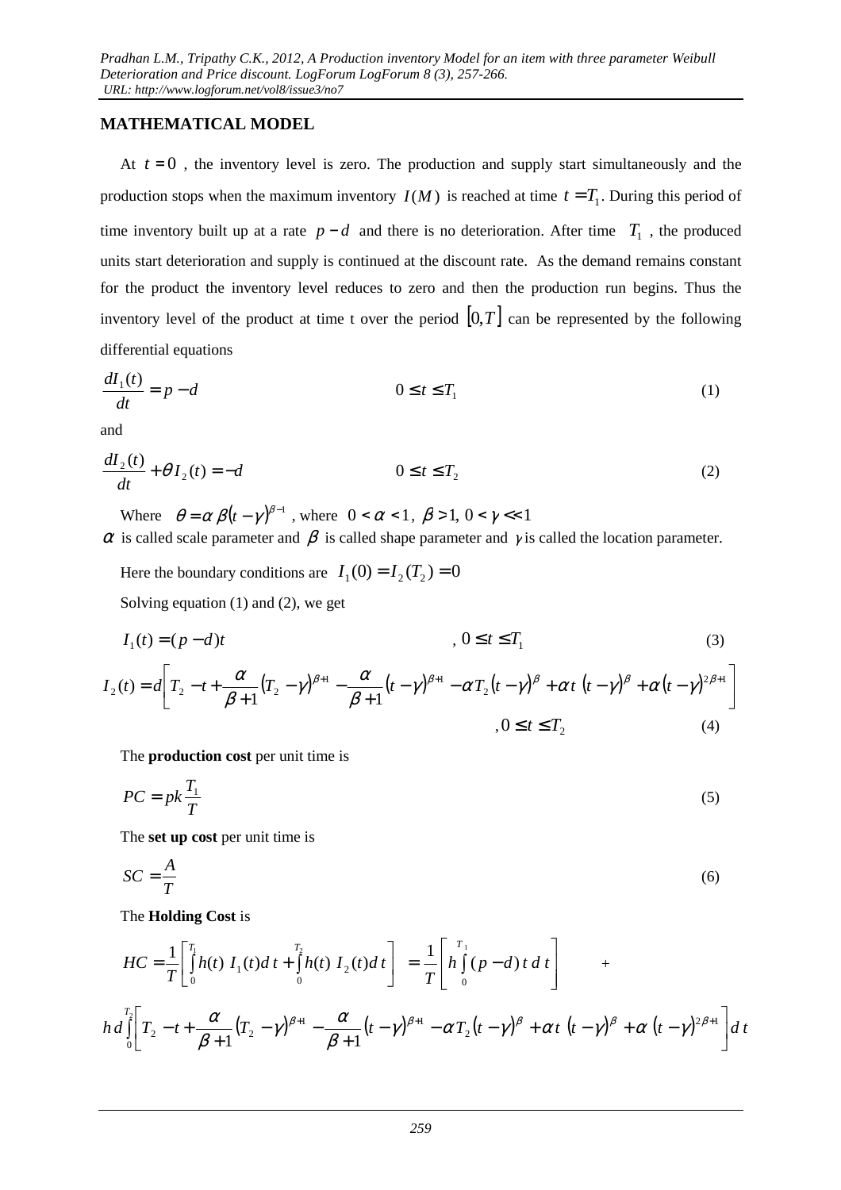## MATHEMATICAL MODEL

At $t = 0$ , the inventory level is zero. The production and supply start simultaneously and the production stops when the maximum inventory $I(M)$ is reached at time $t = T_1$. During this period of time inventory built up at a rate $p - d$ and there is no deterioration. After time $T_1$ , the produced units start deterioration and supply is continued at the discount rate. As the demand remains constant for the product the inventory level reduces to zero and then the production run begins. Thus the inventory level of the product at time t over the period $[0, T]$ can be represented by the following differential equations

$$\frac{dI_1(t)}{dt} = p - d \qquad\qquad 0 \le t \le T_1 \tag{1}$$

and

$$\frac{dI_2(t)}{dt} + \theta I_2(t) = -d \qquad\qquad 0 \le t \le T_2 \tag{2}$$

Where $\theta = \alpha\,\beta (t-\gamma)^{\beta-1}$ , where $0 < \alpha < 1,\ \beta > 1,\ 0 < \gamma << 1$

$\alpha$ is called scale parameter and $\beta$ is called shape parameter and $\gamma$ is called the location parameter.

Here the boundary conditions are $I_1(0) = I_2(T_2) = 0$

Solving equation (1) and (2), we get

$$I_1(t) = (p-d)t \qquad\qquad , 0 \le t \le T_1 \tag{3}$$

$$I_2(t) = d\left[T_2 - t + \frac{\alpha}{\beta+1}(T_2-\gamma)^{\beta+1} - \frac{\alpha}{\beta+1}(t-\gamma)^{\beta+1} - \alpha T_2 (t-\gamma)^{\beta} + \alpha t\,(t-\gamma)^{\beta} + \alpha (t-\gamma)^{2\beta+1}\right] \qquad , 0 \le t \le T_2 \tag{4}$$

The **production cost** per unit time is

$$PC = pk\frac{T_1}{T} \tag{5}$$

The **set up cost** per unit time is

$$SC = \frac{A}{T} \tag{6}$$

The **Holding Cost** is

$$HC = \frac{1}{T}\left[\int_0^{T_1} h(t)\ I_1(t) d\,t + \int_0^{T_2} h(t)\ I_2(t) d\,t\right] = \frac{1}{T}\left[h\int_0^{T_1}(p-d)\,t\,d\,t\right] +$$

$$h\,d\int_0^{T_2}\left[T_2 - t + \frac{\alpha}{\beta+1}(T_2-\gamma)^{\beta+1} - \frac{\alpha}{\beta+1}(t-\gamma)^{\beta+1} - \alpha T_2 (t-\gamma)^{\beta} + \alpha t\,(t-\gamma)^{\beta} + \alpha\,(t-\gamma)^{2\beta+1}\right] d\,t$$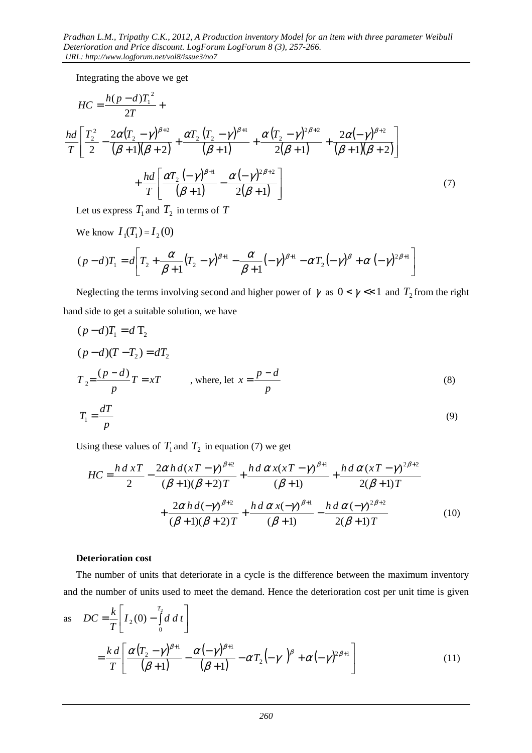Integrating the above we get

$$HC = \frac{h(p-d)T_1^{\,2}}{2T} +$$

$$\frac{hd}{T}\left[\frac{T_2^2}{2} - \frac{2\alpha(T_2-\gamma)^{\beta+2}}{(\beta+1)(\beta+2)} + \frac{\alpha T_2\,(T_2-\gamma)^{\beta+1}}{(\beta+1)} + \frac{\alpha\,(T_2-\gamma)^{2\beta+2}}{2(\beta+1)} + \frac{2\alpha(-\gamma)^{\beta+2}}{(\beta+1)(\beta+2)}\right]$$

$$+\frac{hd}{T}\left[\frac{\alpha T_2\,(-\gamma)^{\beta+1}}{(\beta+1)} - \frac{\alpha\,(-\gamma)^{2\beta+2}}{2(\beta+1)}\right] \tag{7}$$

Let us express $T_1$ and $T_2$ in terms of $T$

We know $I_1(T_1) = I_2(0)$

$$(p-d)T_1 = d\left[T_2 + \frac{\alpha}{\beta+1}(T_2-\gamma)^{\beta+1} - \frac{\alpha}{\beta+1}(-\gamma)^{\beta+1} - \alpha T_2(-\gamma)^{\beta} + \alpha\,(-\gamma)^{2\beta+1}\right]$$

Neglecting the terms involving second and higher power of $\gamma$ as $0 < \gamma << 1$ and $T_2$ from the right hand side to get a suitable solution, we have

$$(p-d)T_1 = d\,T_2$$

$$(p-d)(T-T_2) = dT_2$$

$$T_2 = \frac{(p-d)}{p}T = xT \qquad \text{, where, let } x = \frac{p-d}{p} \tag{8}$$

$$T_1 = \frac{dT}{p} \tag{9}$$

Using these values of $T_1$ and $T_2$ in equation (7) we get

$$HC = \frac{h\,d\,xT}{2} - \frac{2\alpha\,h\,d(xT-\gamma)^{\beta+2}}{(\beta+1)(\beta+2)T} + \frac{h\,d\,\alpha\,x(xT-\gamma)^{\beta+1}}{(\beta+1)} + \frac{h\,d\,\alpha\,(xT-\gamma)^{2\beta+2}}{2(\beta+1)T}$$

$$+\frac{2\alpha\,h\,d(-\gamma)^{\beta+2}}{(\beta+1)(\beta+2)T} + \frac{h\,d\,\alpha\,x(-\gamma)^{\beta+1}}{(\beta+1)} - \frac{h\,d\,\alpha\,(-\gamma)^{2\beta+2}}{2(\beta+1)T} \tag{10}$$

**Deterioration cost**

The number of units that deteriorate in a cycle is the difference between the maximum inventory and the number of units used to meet the demand. Hence the deterioration cost per unit time is given as

$$DC = \frac{k}{T}\left[I_2(0) - \int_0^{T_2} d\,dt\right]$$

$$= \frac{k\,d}{T}\left[\frac{\alpha\,(T_2-\gamma)^{\beta+1}}{(\beta+1)} - \frac{\alpha\,(-\gamma)^{\beta+1}}{(\beta+1)} - \alpha T_2\left(-\gamma\right)^{\beta} + \alpha\,(-\gamma)^{2\beta+1}\right] \tag{11}$$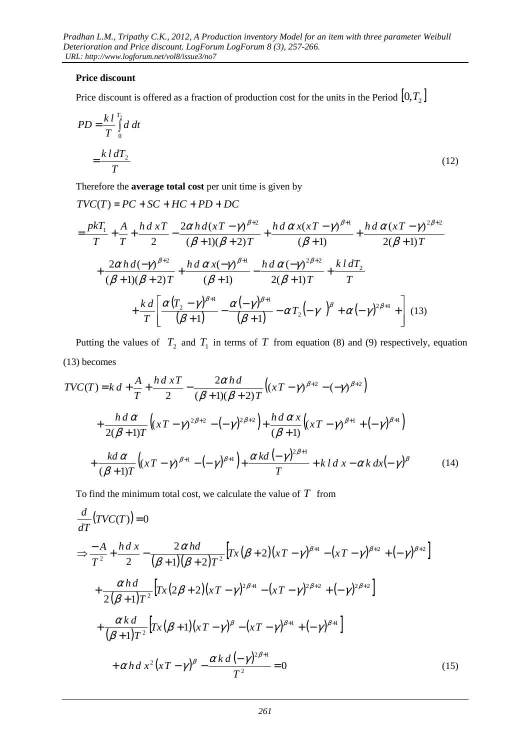**Price discount**

Price discount is offered as a fraction of production cost for the units in the Period $[0, T_2]$

$$PD = \frac{k\,l}{T}\int_0^{T_2} d\,dt$$

$$= \frac{k\,l\,dT_2}{T} \tag{12}$$

Therefore the **average total cost** per unit time is given by

$$TVC(T) = PC + SC + HC + PD + DC$$

$$= \frac{pkT_1}{T} + \frac{A}{T} + \frac{h\,d\,xT}{2} - \frac{2\alpha\,h\,d(xT-\gamma)^{\beta+2}}{(\beta+1)(\beta+2)T} + \frac{h\,d\,\alpha\,x(xT-\gamma)^{\beta+1}}{(\beta+1)} + \frac{h\,d\,\alpha\,(xT-\gamma)^{2\beta+2}}{2(\beta+1)T}$$

$$+ \frac{2\alpha\,h\,d(-\gamma)^{\beta+2}}{(\beta+1)(\beta+2)T} + \frac{h\,d\,\alpha\,x(-\gamma)^{\beta+1}}{(\beta+1)} - \frac{h\,d\,\alpha\,(-\gamma)^{2\beta+2}}{2(\beta+1)T} + \frac{k\,l\,dT_2}{T}$$

$$+ \frac{k\,d}{T}\left[\frac{\alpha\left(T_2-\gamma\right)^{\beta+1}}{(\beta+1)} - \frac{\alpha\left(-\gamma\right)^{\beta+1}}{(\beta+1)} - \alpha T_2\left(-\gamma\right)^{\beta} + \alpha\left(-\gamma\right)^{2\beta+1} + \right] \tag{13}$$

Putting the values of $T_2$ and $T_1$ in terms of $T$ from equation (8) and (9) respectively, equation (13) becomes

$$TVC(T) = k\,d + \frac{A}{T} + \frac{h\,d\,xT}{2} - \frac{2\alpha\,h\,d}{(\beta+1)(\beta+2)T}\left((xT-\gamma)^{\beta+2} - (-\gamma)^{\beta+2}\right)$$

$$+ \frac{h\,d\,\alpha}{2(\beta+1)T}\left((xT-\gamma)^{2\beta+2} - \left(-\gamma\right)^{2\beta+2}\right) + \frac{h\,d\,\alpha\,x}{(\beta+1)}\left((xT-\gamma)^{\beta+1} + \left(-\gamma\right)^{\beta+1}\right)$$

$$+ \frac{kd\,\alpha}{(\beta+1)T}\left((xT-\gamma)^{\beta+1} - \left(-\gamma\right)^{\beta+1}\right) + \frac{\alpha\,kd\left(-\gamma\right)^{2\beta+1}}{T} + k\,l\,d\,x - \alpha\,k\,dx\left(-\gamma\right)^{\beta} \tag{14}$$

To find the minimum total cost, we calculate the value of $T$ from

$$\frac{d}{dT}\left(TVC(T)\right) = 0$$

$$\Rightarrow \frac{-A}{T^2} + \frac{h\,d\,x}{2} - \frac{2\,\alpha\,hd}{(\beta+1)(\beta+2)T^2}\left[Tx\left(\beta+2\right)\left(xT-\gamma\right)^{\beta+1} - \left(xT-\gamma\right)^{\beta+2} + \left(-\gamma\right)^{\beta+2}\right]$$

$$+ \frac{\alpha\,h\,d}{2\left(\beta+1\right)T^2}\left[Tx\left(2\beta+2\right)\left(xT-\gamma\right)^{2\beta+1} - \left(xT-\gamma\right)^{2\beta+2} + \left(-\gamma\right)^{2\beta+2}\right]$$

$$+ \frac{\alpha\,k\,d}{\left(\beta+1\right)T^2}\left[Tx\left(\beta+1\right)\left(xT-\gamma\right)^{\beta} - \left(xT-\gamma\right)^{\beta+1} + \left(-\gamma\right)^{\beta+1}\right]$$

$$+ \alpha\,h\,d\,x^2\left(xT-\gamma\right)^{\beta} - \frac{\alpha\,k\,d\left(-\gamma\right)^{2\beta+1}}{T^2} = 0 \tag{15}$$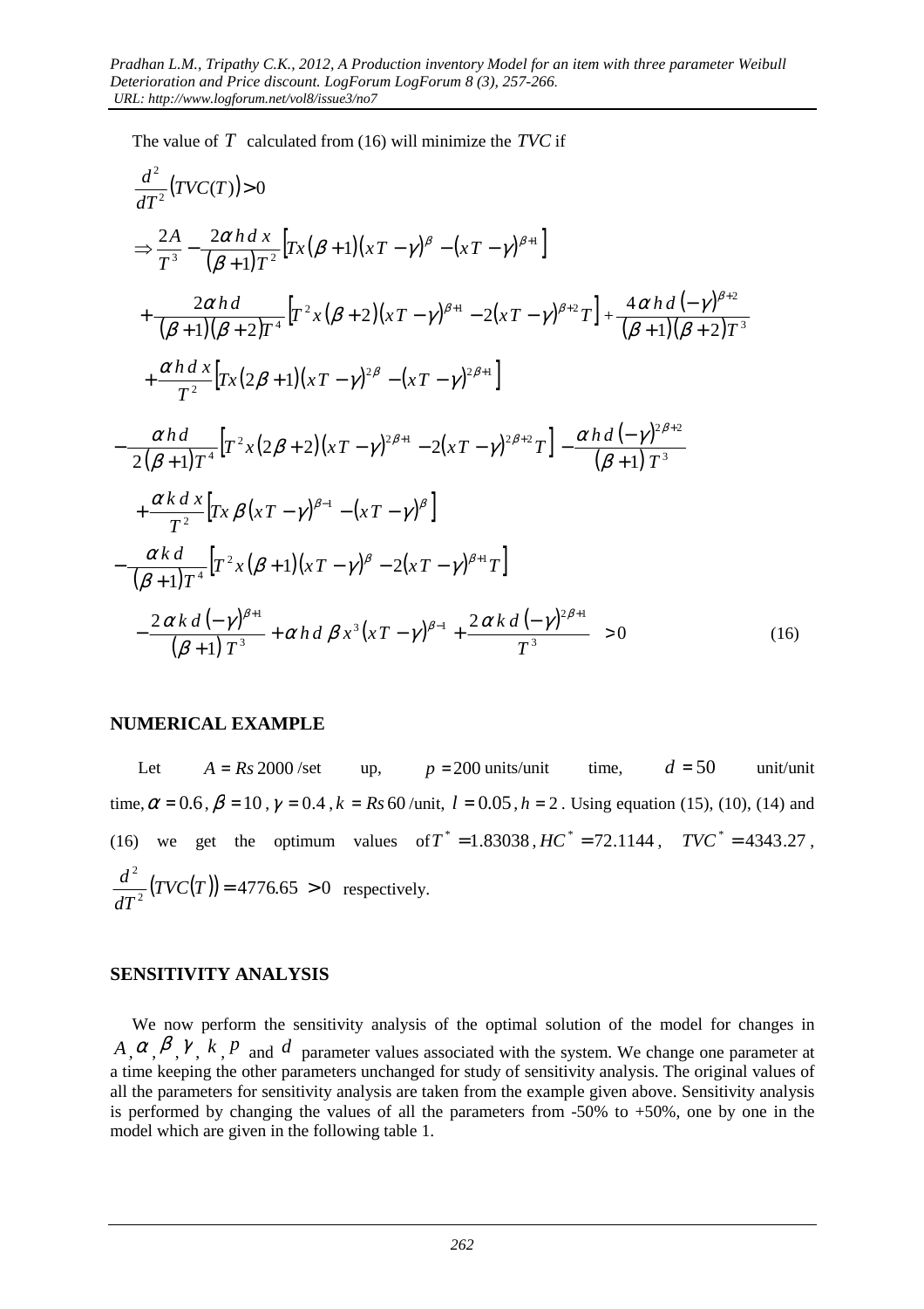The value of $T$ calculated from (16) will minimize the $TVC$ if

$$\frac{d^2}{dT^2}\left(TVC(T)\right) > 0$$

$$\Rightarrow \frac{2A}{T^3} - \frac{2\alpha h d x}{(\beta+1)T^2}\left[Tx(\beta+1)(xT-\gamma)^{\beta} - (xT-\gamma)^{\beta+1}\right]$$

$$+\frac{2\alpha h d}{(\beta+1)(\beta+2)T^4}\left[T^2x(\beta+2)(xT-\gamma)^{\beta+1} - 2(xT-\gamma)^{\beta+2}T\right] + \frac{4\alpha h d(-\gamma)^{\beta+2}}{(\beta+1)(\beta+2)T^3}$$

$$+\frac{\alpha h d x}{T^2}\left[Tx(2\beta+1)(xT-\gamma)^{2\beta} - (xT-\gamma)^{2\beta+1}\right]$$

$$-\frac{\alpha h d}{2(\beta+1)T^4}\left[T^2x(2\beta+2)(xT-\gamma)^{2\beta+1} - 2(xT-\gamma)^{2\beta+2}T\right] - \frac{\alpha h d(-\gamma)^{2\beta+2}}{(\beta+1)T^3}$$

$$+\frac{\alpha k d x}{T^2}\left[Tx\beta(xT-\gamma)^{\beta-1} - (xT-\gamma)^{\beta}\right]$$

$$-\frac{\alpha k d}{(\beta+1)T^4}\left[T^2x(\beta+1)(xT-\gamma)^{\beta} - 2(xT-\gamma)^{\beta+1}T\right]$$

$$-\frac{2\alpha k d(-\gamma)^{\beta+1}}{(\beta+1)T^3} + \alpha h d\beta x^3(xT-\gamma)^{\beta-1} + \frac{2\alpha k d(-\gamma)^{2\beta+1}}{T^3} > 0 \tag{16}$$

## NUMERICAL EXAMPLE

Let $A = Rs\,2000$ /set up, $p = 200$ units/unit time, $d = 50$ unit/unit time, $\alpha = 0.6$, $\beta = 10$, $\gamma = 0.4$, $k = Rs\,60$ /unit, $l = 0.05$, $h = 2$. Using equation (15), (10), (14) and (16) we get the optimum values of $T^* = 1.83038$, $HC^* = 72.1144$, $TVC^* = 4343.27$, $\frac{d^2}{dT^2}\left(TVC(T)\right) = 4776.65 > 0$ respectively.

## SENSITIVITY ANALYSIS

We now perform the sensitivity analysis of the optimal solution of the model for changes in $A$, $\alpha$, $\beta$, $\gamma$, $k$, $p$ and $d$ parameter values associated with the system. We change one parameter at a time keeping the other parameters unchanged for study of sensitivity analysis. The original values of all the parameters for sensitivity analysis are taken from the example given above. Sensitivity analysis is performed by changing the values of all the parameters from -50% to +50%, one by one in the model which are given in the following table 1.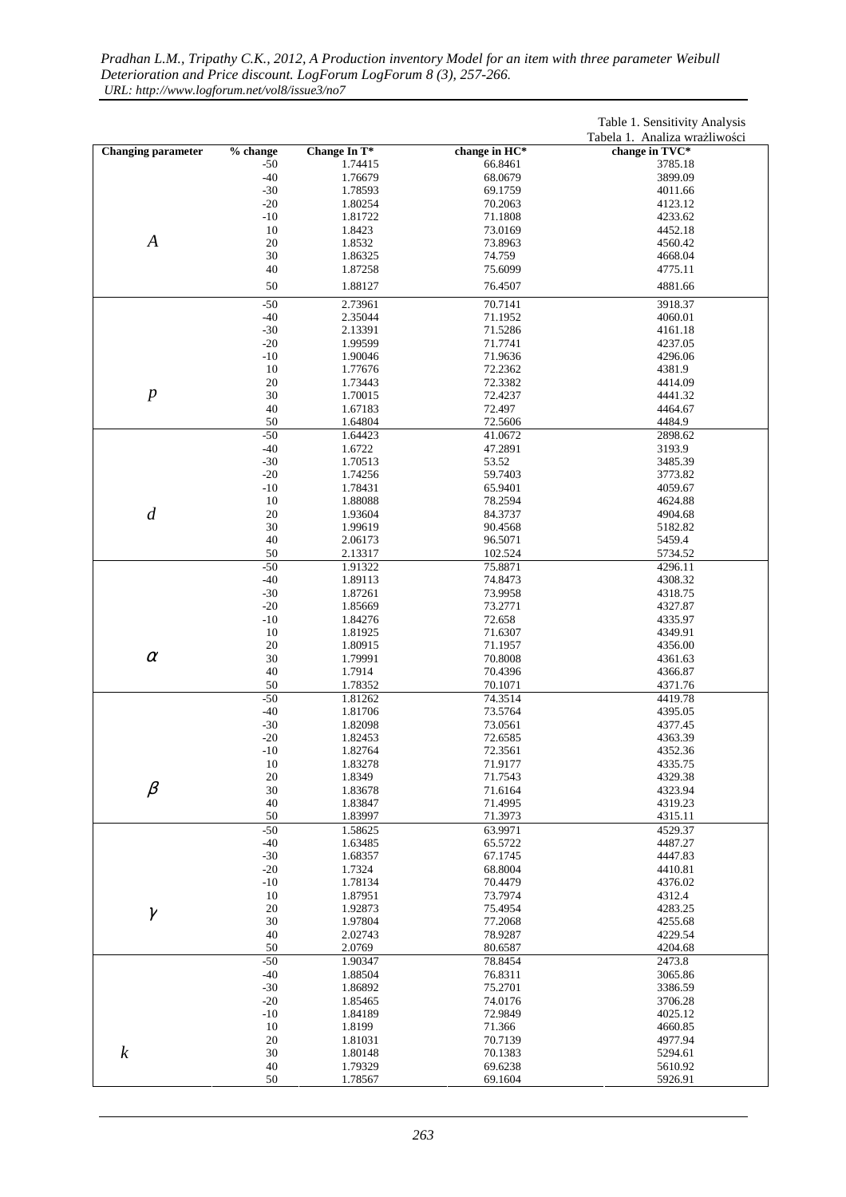Table 1. Sensitivity Analysis
Tabela 1. Analiza wrażliwości

| Changing parameter | % change | Change In T* | change in HC* | change in TVC* |
|---|---|---|---|---|
| $A$ | -50 | 1.74415 | 66.8461 | 3785.18 |
| | -40 | 1.76679 | 68.0679 | 3899.09 |
| | -30 | 1.78593 | 69.1759 | 4011.66 |
| | -20 | 1.80254 | 70.2063 | 4123.12 |
| | -10 | 1.81722 | 71.1808 | 4233.62 |
| | 10 | 1.8423 | 73.0169 | 4452.18 |
| | 20 | 1.8532 | 73.8963 | 4560.42 |
| | 30 | 1.86325 | 74.759 | 4668.04 |
| | 40 | 1.87258 | 75.6099 | 4775.11 |
| | 50 | 1.88127 | 76.4507 | 4881.66 |
| $p$ | -50 | 2.73961 | 70.7141 | 3918.37 |
| | -40 | 2.35044 | 71.1952 | 4060.01 |
| | -30 | 2.13391 | 71.5286 | 4161.18 |
| | -20 | 1.99599 | 71.7741 | 4237.05 |
| | -10 | 1.90046 | 71.9636 | 4296.06 |
| | 10 | 1.77676 | 72.2362 | 4381.9 |
| | 20 | 1.73443 | 72.3382 | 4414.09 |
| | 30 | 1.70015 | 72.4237 | 4441.32 |
| | 40 | 1.67183 | 72.497 | 4464.67 |
| | 50 | 1.64804 | 72.5606 | 4484.9 |
| $d$ | -50 | 1.64423 | 41.0672 | 2898.62 |
| | -40 | 1.6722 | 47.2891 | 3193.9 |
| | -30 | 1.70513 | 53.52 | 3485.39 |
| | -20 | 1.74256 | 59.7403 | 3773.82 |
| | -10 | 1.78431 | 65.9401 | 4059.67 |
| | 10 | 1.88088 | 78.2594 | 4624.88 |
| | 20 | 1.93604 | 84.3737 | 4904.68 |
| | 30 | 1.99619 | 90.4568 | 5182.82 |
| | 40 | 2.06173 | 96.5071 | 5459.4 |
| | 50 | 2.13317 | 102.524 | 5734.52 |
| $\alpha$ | -50 | 1.91322 | 75.8871 | 4296.11 |
| | -40 | 1.89113 | 74.8473 | 4308.32 |
| | -30 | 1.87261 | 73.9958 | 4318.75 |
| | -20 | 1.85669 | 73.2771 | 4327.87 |
| | -10 | 1.84276 | 72.658 | 4335.97 |
| | 10 | 1.81925 | 71.6307 | 4349.91 |
| | 20 | 1.80915 | 71.1957 | 4356.00 |
| | 30 | 1.79991 | 70.8008 | 4361.63 |
| | 40 | 1.7914 | 70.4396 | 4366.87 |
| | 50 | 1.78352 | 70.1071 | 4371.76 |
| $\beta$ | -50 | 1.81262 | 74.3514 | 4419.78 |
| | -40 | 1.81706 | 73.5764 | 4395.05 |
| | -30 | 1.82098 | 73.0561 | 4377.45 |
| | -20 | 1.82453 | 72.6585 | 4363.39 |
| | -10 | 1.82764 | 72.3561 | 4352.36 |
| | 10 | 1.83278 | 71.9177 | 4335.75 |
| | 20 | 1.8349 | 71.7543 | 4329.38 |
| | 30 | 1.83678 | 71.6164 | 4323.94 |
| | 40 | 1.83847 | 71.4995 | 4319.23 |
| | 50 | 1.83997 | 71.3973 | 4315.11 |
| $\gamma$ | -50 | 1.58625 | 63.9971 | 4529.37 |
| | -40 | 1.63485 | 65.5722 | 4487.27 |
| | -30 | 1.68357 | 67.1745 | 4447.83 |
| | -20 | 1.7324 | 68.8004 | 4410.81 |
| | -10 | 1.78134 | 70.4479 | 4376.02 |
| | 10 | 1.87951 | 73.7974 | 4312.4 |
| | 20 | 1.92873 | 75.4954 | 4283.25 |
| | 30 | 1.97804 | 77.2068 | 4255.68 |
| | 40 | 2.02743 | 78.9287 | 4229.54 |
| | 50 | 2.0769 | 80.6587 | 4204.68 |
| $k$ | -50 | 1.90347 | 78.8454 | 2473.8 |
| | -40 | 1.88504 | 76.8311 | 3065.86 |
| | -30 | 1.86892 | 75.2701 | 3386.59 |
| | -20 | 1.85465 | 74.0176 | 3706.28 |
| | -10 | 1.84189 | 72.9849 | 4025.12 |
| | 10 | 1.8199 | 71.366 | 4660.85 |
| | 20 | 1.81031 | 70.7139 | 4977.94 |
| | 30 | 1.80148 | 70.1383 | 5294.61 |
| | 40 | 1.79329 | 69.6238 | 5610.92 |
| | 50 | 1.78567 | 69.1604 | 5926.91 |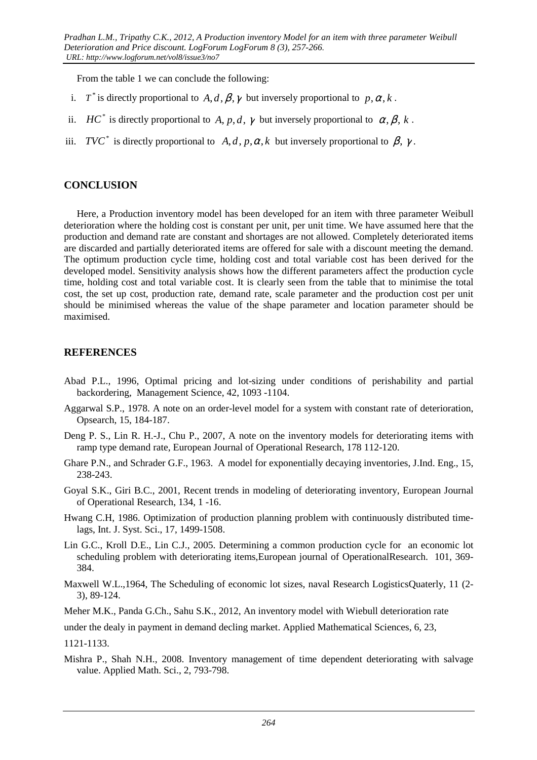From the table 1 we can conclude the following:

i. $T^*$ is directly proportional to $A, d, \beta, \gamma$ but inversely proportional to $p, \alpha, k$.

ii. $HC^*$ is directly proportional to $A, p, d, \gamma$ but inversely proportional to $\alpha, \beta, k$.

iii. $TVC^*$ is directly proportional to $A, d, p, \alpha, k$ but inversely proportional to $\beta, \gamma$.

## CONCLUSION

Here, a Production inventory model has been developed for an item with three parameter Weibull deterioration where the holding cost is constant per unit, per unit time. We have assumed here that the production and demand rate are constant and shortages are not allowed. Completely deteriorated items are discarded and partially deteriorated items are offered for sale with a discount meeting the demand. The optimum production cycle time, holding cost and total variable cost has been derived for the developed model. Sensitivity analysis shows how the different parameters affect the production cycle time, holding cost and total variable cost. It is clearly seen from the table that to minimise the total cost, the set up cost, production rate, demand rate, scale parameter and the production cost per unit should be minimised whereas the value of the shape parameter and location parameter should be maximised.

## REFERENCES

Abad P.L., 1996, Optimal pricing and lot-sizing under conditions of perishability and partial backordering, Management Science, 42, 1093 -1104.

Aggarwal S.P., 1978. A note on an order-level model for a system with constant rate of deterioration, Opsearch, 15, 184-187.

Deng P. S., Lin R. H.-J., Chu P., 2007, A note on the inventory models for deteriorating items with ramp type demand rate, European Journal of Operational Research, 178 112-120.

Ghare P.N., and Schrader G.F., 1963. A model for exponentially decaying inventories, J.Ind. Eng., 15, 238-243.

Goyal S.K., Giri B.C., 2001, Recent trends in modeling of deteriorating inventory, European Journal of Operational Research, 134, 1 -16.

Hwang C.H, 1986. Optimization of production planning problem with continuously distributed time-lags, Int. J. Syst. Sci., 17, 1499-1508.

Lin G.C., Kroll D.E., Lin C.J., 2005. Determining a common production cycle for an economic lot scheduling problem with deteriorating items,European journal of OperationalResearch. 101, 369-384.

Maxwell W.L.,1964, The Scheduling of economic lot sizes, naval Research LogisticsQuaterly, 11 (2-3), 89-124.

Meher M.K., Panda G.Ch., Sahu S.K., 2012, An inventory model with Wiebull deterioration rate under the dealy in payment in demand decling market. Applied Mathematical Sciences, 6, 23, 1121-1133.

Mishra P., Shah N.H., 2008. Inventory management of time dependent deteriorating with salvage value. Applied Math. Sci., 2, 793-798.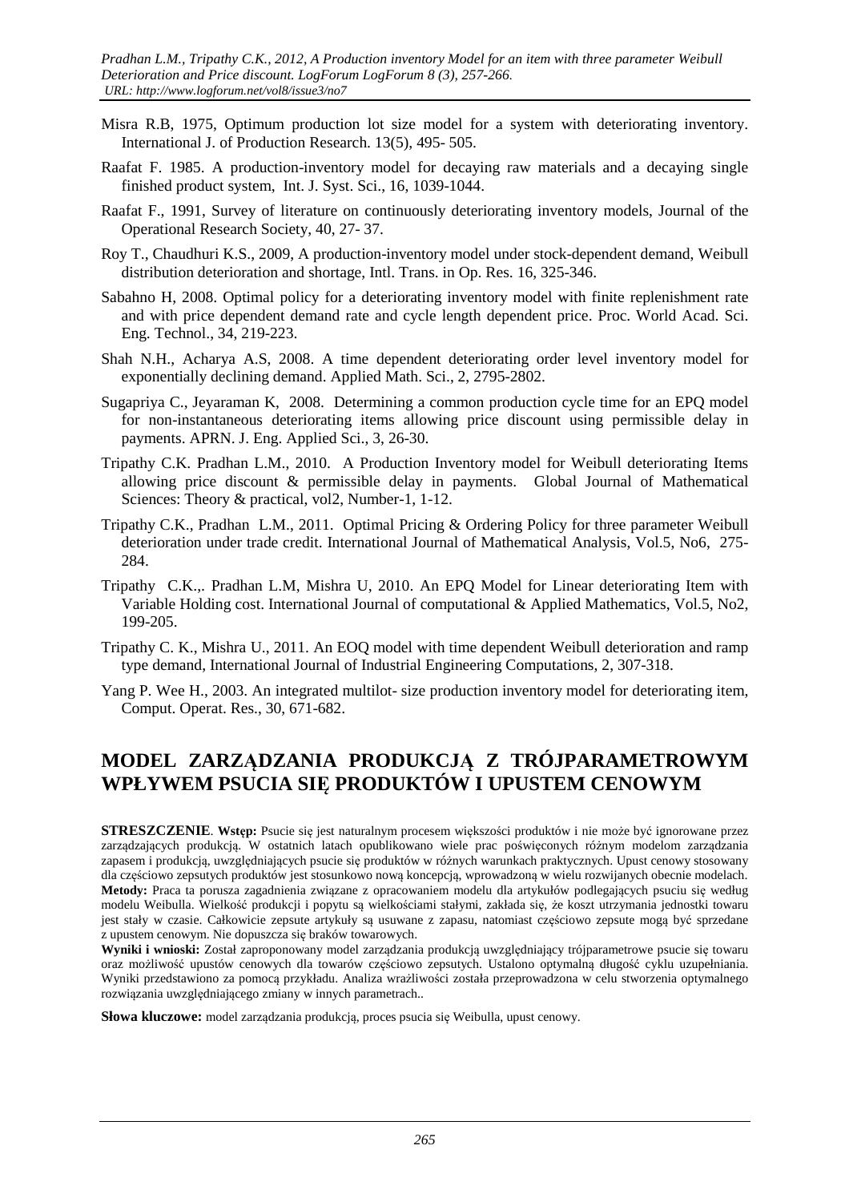Misra R.B, 1975, Optimum production lot size model for a system with deteriorating inventory. International J. of Production Research. 13(5), 495- 505.

Raafat F. 1985. A production-inventory model for decaying raw materials and a decaying single finished product system, Int. J. Syst. Sci., 16, 1039-1044.

Raafat F., 1991, Survey of literature on continuously deteriorating inventory models, Journal of the Operational Research Society, 40, 27- 37.

Roy T., Chaudhuri K.S., 2009, A production-inventory model under stock-dependent demand, Weibull distribution deterioration and shortage, Intl. Trans. in Op. Res. 16, 325-346.

Sabahno H, 2008. Optimal policy for a deteriorating inventory model with finite replenishment rate and with price dependent demand rate and cycle length dependent price. Proc. World Acad. Sci. Eng. Technol., 34, 219-223.

Shah N.H., Acharya A.S, 2008. A time dependent deteriorating order level inventory model for exponentially declining demand. Applied Math. Sci., 2, 2795-2802.

Sugapriya C., Jeyaraman K, 2008. Determining a common production cycle time for an EPQ model for non-instantaneous deteriorating items allowing price discount using permissible delay in payments. APRN. J. Eng. Applied Sci., 3, 26-30.

Tripathy C.K. Pradhan L.M., 2010. A Production Inventory model for Weibull deteriorating Items allowing price discount & permissible delay in payments. Global Journal of Mathematical Sciences: Theory & practical, vol2, Number-1, 1-12.

Tripathy C.K., Pradhan L.M., 2011. Optimal Pricing & Ordering Policy for three parameter Weibull deterioration under trade credit. International Journal of Mathematical Analysis, Vol.5, No6, 275-284.

Tripathy C.K.,. Pradhan L.M, Mishra U, 2010. An EPQ Model for Linear deteriorating Item with Variable Holding cost. International Journal of computational & Applied Mathematics, Vol.5, No2, 199-205.

Tripathy C. K., Mishra U., 2011. An EOQ model with time dependent Weibull deterioration and ramp type demand, International Journal of Industrial Engineering Computations, 2, 307-318.

Yang P. Wee H., 2003. An integrated multilot- size production inventory model for deteriorating item, Comput. Operat. Res., 30, 671-682.

# MODEL ZARZĄDZANIA PRODUKCJĄ Z TRÓJPARAMETROWYM WPŁYWEM PSUCIA SIĘ PRODUKTÓW I UPUSTEM CENOWYM

**STRESZCZENIE**. **Wstęp:** Psucie się jest naturalnym procesem większości produktów i nie może być ignorowane przez zarządzających produkcją. W ostatnich latach opublikowano wiele prac poświęconych różnym modelom zarządzania zapasem i produkcją, uwzględniających psucie się produktów w różnych warunkach praktycznych. Upust cenowy stosowany dla częściowo zepsutych produktów jest stosunkowo nową koncepcją, wprowadzoną w wielu rozwijanych obecnie modelach.
**Metody:** Praca ta porusza zagadnienia związane z opracowaniem modelu dla artykułów podlegających psuciu się według modelu Weibulla. Wielkość produkcji i popytu są wielkościami stałymi, zakłada się, że koszt utrzymania jednostki towaru jest stały w czasie. Całkowicie zepsute artykuły są usuwane z zapasu, natomiast częściowo zepsute mogą być sprzedane z upustem cenowym. Nie dopuszcza się braków towarowych.
**Wyniki i wnioski:** Został zaproponowany model zarządzania produkcją uwzględniający trójparametrowe psucie się towaru oraz możliwość upustów cenowych dla towarów częściowo zepsutych. Ustalono optymalną długość cyklu uzupełniania. Wyniki przedstawiono za pomocą przykładu. Analiza wrażliwości została przeprowadzona w celu stworzenia optymalnego rozwiązania uwzględniającego zmiany w innych parametrach..

**Słowa kluczowe:** model zarządzania produkcją, proces psucia się Weibulla, upust cenowy.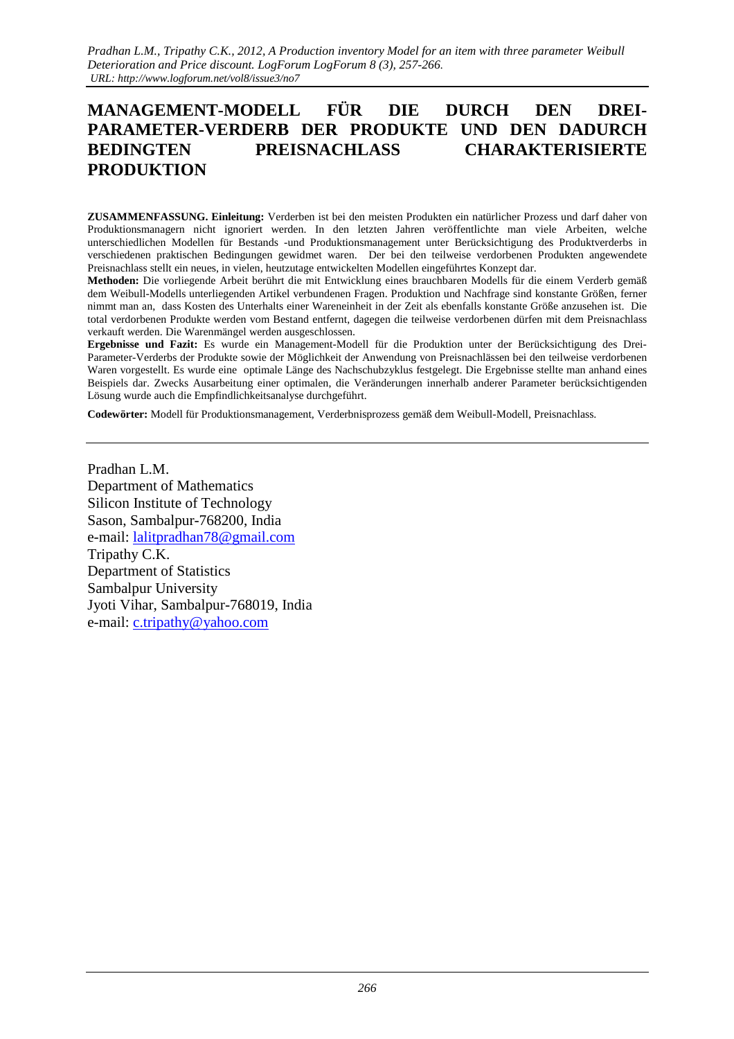# MANAGEMENT-MODELL FÜR DIE DURCH DEN DREI-PARAMETER-VERDERB DER PRODUKTE UND DEN DADURCH BEDINGTEN PREISNACHLASS CHARAKTERISIERTE PRODUKTION

**ZUSAMMENFASSUNG. Einleitung:** Verderben ist bei den meisten Produkten ein natürlicher Prozess und darf daher von Produktionsmanagern nicht ignoriert werden. In den letzten Jahren veröffentlichte man viele Arbeiten, welche unterschiedlichen Modellen für Bestands -und Produktionsmanagement unter Berücksichtigung des Produktverderbs in verschiedenen praktischen Bedingungen gewidmet waren. Der bei den teilweise verdorbenen Produkten angewendete Preisnachlass stellt ein neues, in vielen, heutzutage entwickelten Modellen eingeführtes Konzept dar.

**Methoden:** Die vorliegende Arbeit berührt die mit Entwicklung eines brauchbaren Modells für die einem Verderb gemäß dem Weibull-Modells unterliegenden Artikel verbundenen Fragen. Produktion und Nachfrage sind konstante Größen, ferner nimmt man an, dass Kosten des Unterhalts einer Wareneinheit in der Zeit als ebenfalls konstante Größe anzusehen ist. Die total verdorbenen Produkte werden vom Bestand entfernt, dagegen die teilweise verdorbenen dürfen mit dem Preisnachlass verkauft werden. Die Warenmängel werden ausgeschlossen.

**Ergebnisse und Fazit:** Es wurde ein Management-Modell für die Produktion unter der Berücksichtigung des Drei-Parameter-Verderbs der Produkte sowie der Möglichkeit der Anwendung von Preisnachlässen bei den teilweise verdorbenen Waren vorgestellt. Es wurde eine optimale Länge des Nachschubzyklus festgelegt. Die Ergebnisse stellte man anhand eines Beispiels dar. Zwecks Ausarbeitung einer optimalen, die Veränderungen innerhalb anderer Parameter berücksichtigenden Lösung wurde auch die Empfindlichkeitsanalyse durchgeführt.

**Codewörter:** Modell für Produktionsmanagement, Verderbnisprozess gemäß dem Weibull-Modell, Preisnachlass.

---

Pradhan L.M.
Department of Mathematics
Silicon Institute of Technology
Sason, Sambalpur-768200, India
e-mail: lalitpradhan78@gmail.com
Tripathy C.K.
Department of Statistics
Sambalpur University
Jyoti Vihar, Sambalpur-768019, India
e-mail: c.tripathy@yahoo.com